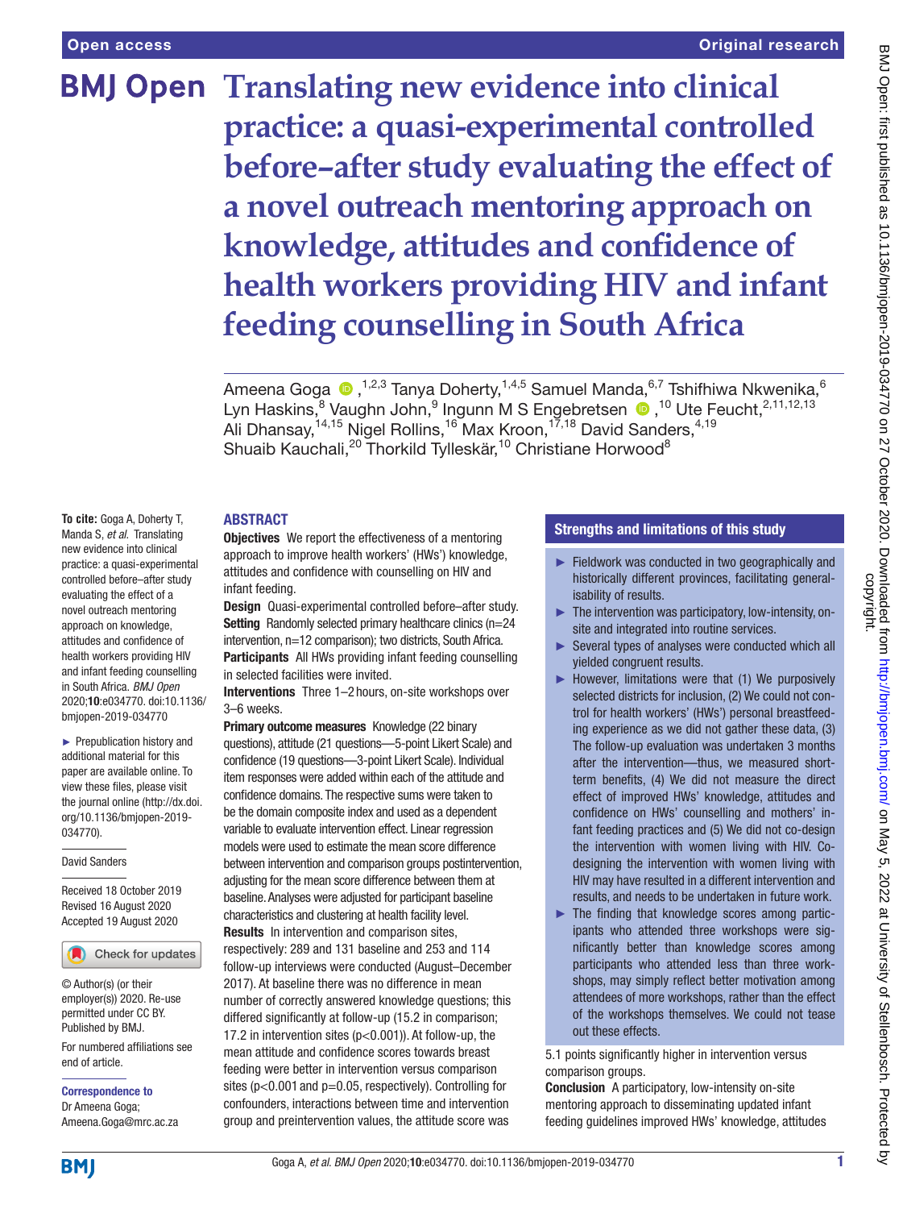Open access

Original research

# Translating new evidence into clinical practice: a quasi-experimental controlled before–after study evaluating the effect of a novel outreach mentoring approach on knowledge, attitudes and confidence of health workers providing HIV and infant feeding counselling in South Africa

Ameena Goga,[1,2,3] Tanya Doherty,[1,4,5] Samuel Manda,[6,7] Tshifhiwa Nkwenika,[6] Lyn Haskins,[8] Vaughn John,[9] Ingunn M S Engebretsen,[10] Ute Feucht,[2,11,12,13] Ali Dhansay,[14,15] Nigel Rollins,[16] Max Kroon,[17,18] David Sanders,[4,19] Shuaib Kauchali,[20] Thorkild Tylleskär,[10] Christiane Horwood[8]

**To cite:** Goga A, Doherty T, Manda S, *et al*. Translating new evidence into clinical practice: a quasi-experimental controlled before–after study evaluating the effect of a novel outreach mentoring approach on knowledge, attitudes and confidence of health workers providing HIV and infant feeding counselling in South Africa. *BMJ Open* 2020;**10**:e034770. doi:10.1136/bmjopen-2019-034770

► Prepublication history and additional material for this paper are available online. To view these files, please visit the journal online (http://dx.doi.org/10.1136/bmjopen-2019-034770).

David Sanders

Received 18 October 2019
Revised 16 August 2020
Accepted 19 August 2020

© Author(s) (or their employer(s)) 2020. Re-use permitted under CC BY. Published by BMJ.

For numbered affiliations see end of article.

**Correspondence to**
Dr Ameena Goga;
Ameena.Goga@mrc.ac.za

## ABSTRACT

**Objectives** We report the effectiveness of a mentoring approach to improve health workers' (HWs') knowledge, attitudes and confidence with counselling on HIV and infant feeding.

**Design** Quasi-experimental controlled before–after study.

**Setting** Randomly selected primary healthcare clinics (n=24 intervention, n=12 comparison); two districts, South Africa.

**Participants** All HWs providing infant feeding counselling in selected facilities were invited.

**Interventions** Three 1–2 hours, on-site workshops over 3–6 weeks.

**Primary outcome measures** Knowledge (22 binary questions), attitude (21 questions—5-point Likert Scale) and confidence (19 questions—3-point Likert Scale). Individual item responses were added within each of the attitude and confidence domains. The respective sums were taken to be the domain composite index and used as a dependent variable to evaluate intervention effect. Linear regression models were used to estimate the mean score difference between intervention and comparison groups postintervention, adjusting for the mean score difference between them at baseline. Analyses were adjusted for participant baseline characteristics and clustering at health facility level.

**Results** In intervention and comparison sites, respectively: 289 and 131 baseline and 253 and 114 follow-up interviews were conducted (August–December 2017). At baseline there was no difference in mean number of correctly answered knowledge questions; this differed significantly at follow-up (15.2 in comparison; 17.2 in intervention sites ($p<0.001$)). At follow-up, the mean attitude and confidence scores towards breast feeding were better in intervention versus comparison sites ($p<0.001$ and $p=0.05$, respectively). Controlling for confounders, interactions between time and intervention group and preintervention values, the attitude score was 5.1 points significantly higher in intervention versus comparison groups.

**Conclusion** A participatory, low-intensity on-site mentoring approach to disseminating updated infant feeding guidelines improved HWs' knowledge, attitudes

## Strengths and limitations of this study

- ► Fieldwork was conducted in two geographically and historically different provinces, facilitating generalisability of results.
- ► The intervention was participatory, low-intensity, on-site and integrated into routine services.
- ► Several types of analyses were conducted which all yielded congruent results.
- ► However, limitations were that (1) We purposively selected districts for inclusion, (2) We could not control for health workers' (HWs') personal breastfeeding experience as we did not gather these data, (3) The follow-up evaluation was undertaken 3 months after the intervention—thus, we measured short-term benefits, (4) We did not measure the direct effect of improved HWs' knowledge, attitudes and confidence on HWs' counselling and mothers' infant feeding practices and (5) We did not co-design the intervention with women living with HIV. Co-designing the intervention with women living with HIV may have resulted in a different intervention and results, and needs to be undertaken in future work.
- ► The finding that knowledge scores among participants who attended three workshops was significantly better than knowledge scores among participants who attended less than three workshops, may simply reflect better motivation among attendees of more workshops, rather than the effect of the workshops themselves. We could not tease out these effects.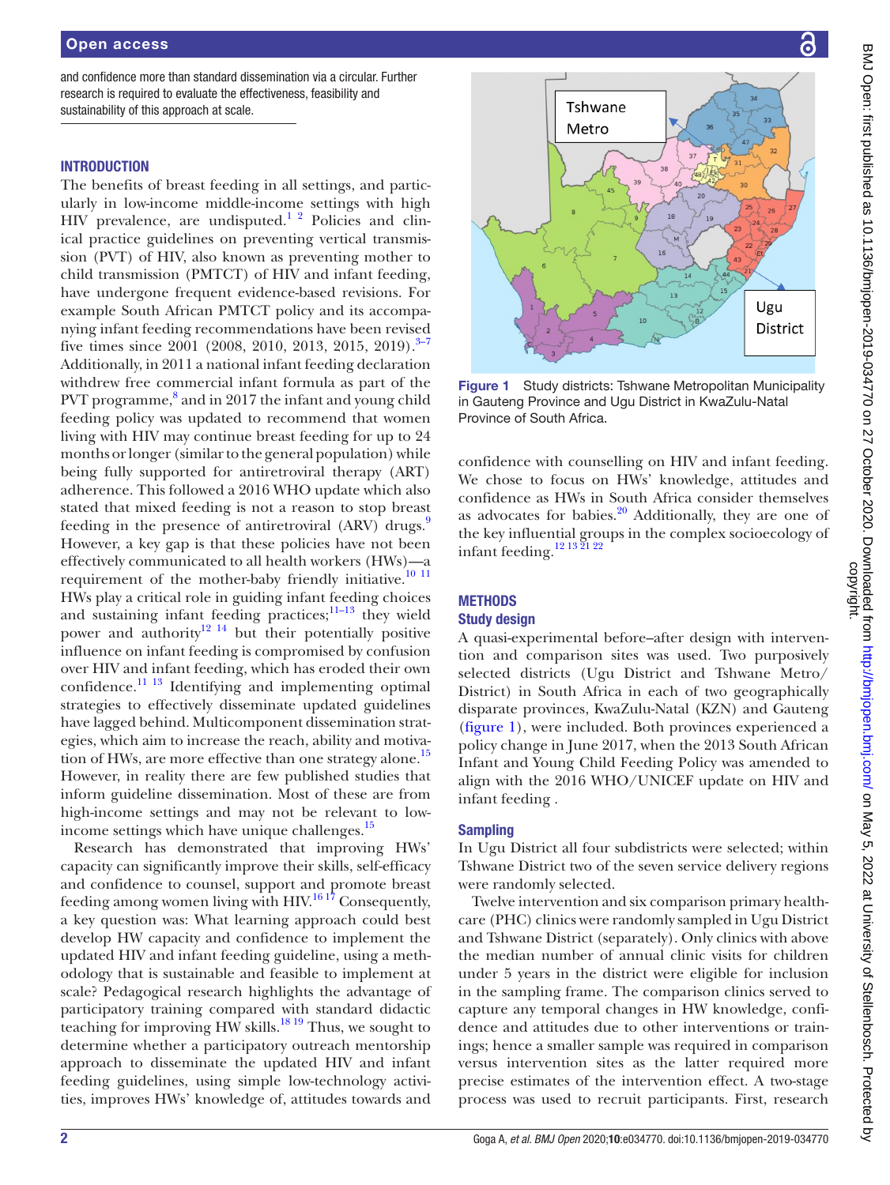and confidence more than standard dissemination via a circular. Further research is required to evaluate the effectiveness, feasibility and sustainability of this approach at scale.

## INTRODUCTION

The benefits of breast feeding in all settings, and particularly in low-income middle-income settings with high HIV prevalence, are undisputed.[1,2] Policies and clinical practice guidelines on preventing vertical transmission (PVT) of HIV, also known as preventing mother to child transmission (PMTCT) of HIV and infant feeding, have undergone frequent evidence-based revisions. For example South African PMTCT policy and its accompanying infant feeding recommendations have been revised five times since 2001 (2008, 2010, 2013, 2015, 2019).[3–7] Additionally, in 2011 a national infant feeding declaration withdrew free commercial infant formula as part of the PVT programme,[8] and in 2017 the infant and young child feeding policy was updated to recommend that women living with HIV may continue breast feeding for up to 24 months or longer (similar to the general population) while being fully supported for antiretroviral therapy (ART) adherence. This followed a 2016 WHO update which also stated that mixed feeding is not a reason to stop breast feeding in the presence of antiretroviral (ARV) drugs.[9] However, a key gap is that these policies have not been effectively communicated to all health workers (HWs)—a requirement of the mother-baby friendly initiative.[10,11] HWs play a critical role in guiding infant feeding choices and sustaining infant feeding practices;[11–13] they wield power and authority[12,14] but their potentially positive influence on infant feeding is compromised by confusion over HIV and infant feeding, which has eroded their own confidence.[11,13] Identifying and implementing optimal strategies to effectively disseminate updated guidelines have lagged behind. Multicomponent dissemination strategies, which aim to increase the reach, ability and motivation of HWs, are more effective than one strategy alone.[15] However, in reality there are few published studies that inform guideline dissemination. Most of these are from high-income settings and may not be relevant to low-income settings which have unique challenges.[15]

Research has demonstrated that improving HWs' capacity can significantly improve their skills, self-efficacy and confidence to counsel, support and promote breast feeding among women living with HIV.[16,17] Consequently, a key question was: What learning approach could best develop HW capacity and confidence to implement the updated HIV and infant feeding guideline, using a methodology that is sustainable and feasible to implement at scale? Pedagogical research highlights the advantage of participatory training compared with standard didactic teaching for improving HW skills.[18,19] Thus, we sought to determine whether a participatory outreach mentorship approach to disseminate the updated HIV and infant feeding guidelines, using simple low-technology activities, improves HWs' knowledge of, attitudes towards and confidence with counselling on HIV and infant feeding. We chose to focus on HWs' knowledge, attitudes and confidence as HWs in South Africa consider themselves as advocates for babies.[20] Additionally, they are one of the key influential groups in the complex socioecology of infant feeding.[12,13,21,22]

Figure 1 Study districts: Tshwane Metropolitan Municipality in Gauteng Province and Ugu District in KwaZulu-Natal Province of South Africa.

## METHODS

### Study design

A quasi-experimental before–after design with intervention and comparison sites was used. Two purposively selected districts (Ugu District and Tshwane Metro/District) in South Africa in each of two geographically disparate provinces, KwaZulu-Natal (KZN) and Gauteng (figure 1), were included. Both provinces experienced a policy change in June 2017, when the 2013 South African Infant and Young Child Feeding Policy was amended to align with the 2016 WHO/UNICEF update on HIV and infant feeding .

### Sampling

In Ugu District all four subdistricts were selected; within Tshwane District two of the seven service delivery regions were randomly selected.

Twelve intervention and six comparison primary healthcare (PHC) clinics were randomly sampled in Ugu District and Tshwane District (separately). Only clinics with above the median number of annual clinic visits for children under 5 years in the district were eligible for inclusion in the sampling frame. The comparison clinics served to capture any temporal changes in HW knowledge, confidence and attitudes due to other interventions or trainings; hence a smaller sample was required in comparison versus intervention sites as the latter required more precise estimates of the intervention effect. A two-stage process was used to recruit participants. First, research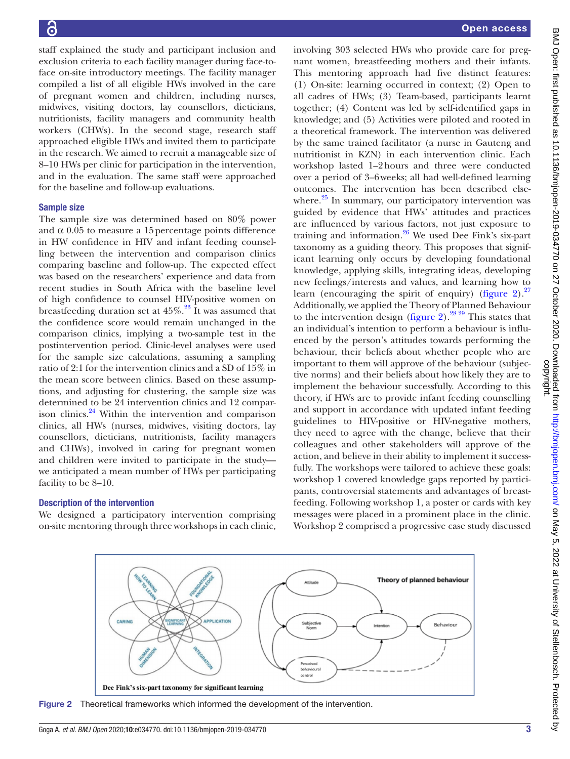staff explained the study and participant inclusion and exclusion criteria to each facility manager during face-to-face on-site introductory meetings. The facility manager compiled a list of all eligible HWs involved in the care of pregnant women and children, including nurses, midwives, visiting doctors, lay counsellors, dieticians, nutritionists, facility managers and community health workers (CHWs). In the second stage, research staff approached eligible HWs and invited them to participate in the research. We aimed to recruit a manageable size of 8–10 HWs per clinic for participation in the intervention, and in the evaluation. The same staff were approached for the baseline and follow-up evaluations.

### Sample size

The sample size was determined based on 80% power and α 0.05 to measure a 15 percentage points difference in HW confidence in HIV and infant feeding counselling between the intervention and comparison clinics comparing baseline and follow-up. The expected effect was based on the researchers' experience and data from recent studies in South Africa with the baseline level of high confidence to counsel HIV-positive women on breastfeeding duration set at 45%.[23] It was assumed that the confidence score would remain unchanged in the comparison clinics, implying a two-sample test in the postintervention period. Clinic-level analyses were used for the sample size calculations, assuming a sampling ratio of 2:1 for the intervention clinics and a SD of 15% in the mean score between clinics. Based on these assumptions, and adjusting for clustering, the sample size was determined to be 24 intervention clinics and 12 comparison clinics.[24] Within the intervention and comparison clinics, all HWs (nurses, midwives, visiting doctors, lay counsellors, dieticians, nutritionists, facility managers and CHWs), involved in caring for pregnant women and children were invited to participate in the study—we anticipated a mean number of HWs per participating facility to be 8–10.

### Description of the intervention

We designed a participatory intervention comprising on-site mentoring through three workshops in each clinic, involving 303 selected HWs who provide care for pregnant women, breastfeeding mothers and their infants. This mentoring approach had five distinct features: (1) On-site: learning occurred in context; (2) Open to all cadres of HWs; (3) Team-based, participants learnt together; (4) Content was led by self-identified gaps in knowledge; and (5) Activities were piloted and rooted in a theoretical framework. The intervention was delivered by the same trained facilitator (a nurse in Gauteng and nutritionist in KZN) in each intervention clinic. Each workshop lasted 1–2 hours and three were conducted over a period of 3–6 weeks; all had well-defined learning outcomes. The intervention has been described elsewhere.[25] In summary, our participatory intervention was guided by evidence that HWs' attitudes and practices are influenced by various factors, not just exposure to training and information.[26] We used Dee Fink's six-part taxonomy as a guiding theory. This proposes that significant learning only occurs by developing foundational knowledge, applying skills, integrating ideas, developing new feelings/interests and values, and learning how to learn (encouraging the spirit of enquiry) (figure 2).[27] Additionally, we applied the Theory of Planned Behaviour to the intervention design (figure 2).[28,29] This states that an individual's intention to perform a behaviour is influenced by the person's attitudes towards performing the behaviour, their beliefs about whether people who are important to them will approve of the behaviour (subjective norms) and their beliefs about how likely they are to implement the behaviour successfully. According to this theory, if HWs are to provide infant feeding counselling and support in accordance with updated infant feeding guidelines to HIV-positive or HIV-negative mothers, they need to agree with the change, believe that their colleagues and other stakeholders will approve of the action, and believe in their ability to implement it successfully. The workshops were tailored to achieve these goals: workshop 1 covered knowledge gaps reported by participants, controversial statements and advantages of breastfeeding. Following workshop 1, a poster or cards with key messages were placed in a prominent place in the clinic. Workshop 2 comprised a progressive case study discussed

Figure 2 Theoretical frameworks which informed the development of the intervention.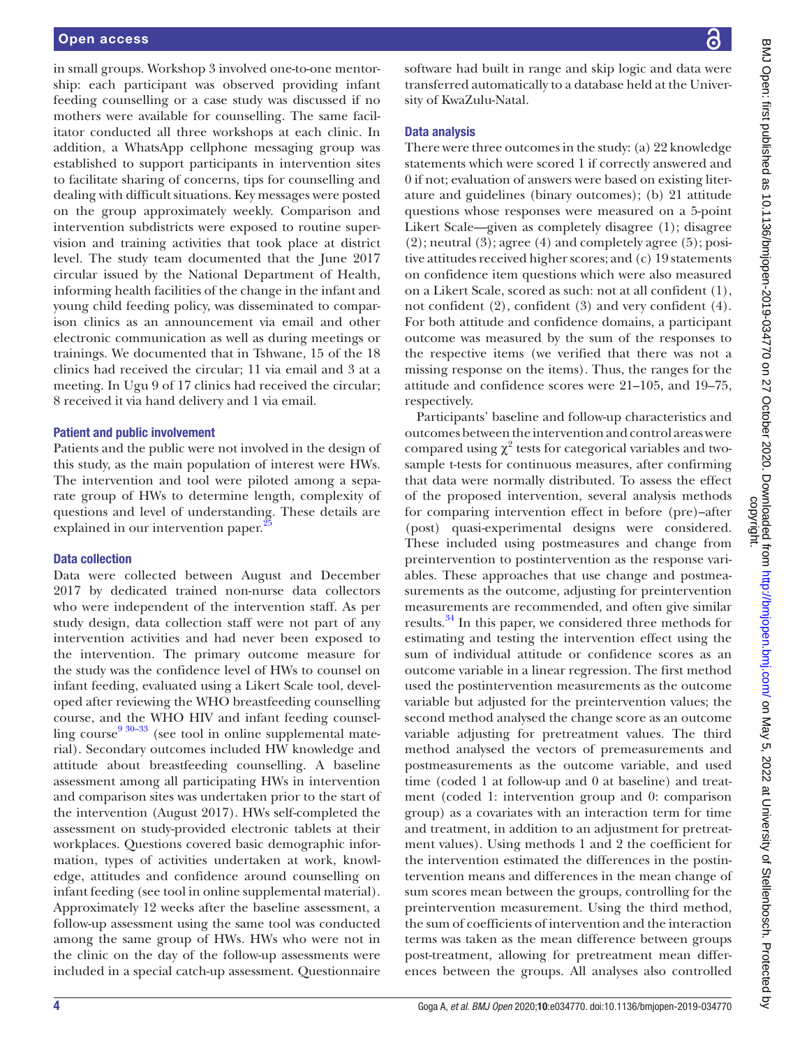in small groups. Workshop 3 involved one-to-one mentorship: each participant was observed providing infant feeding counselling or a case study was discussed if no mothers were available for counselling. The same facilitator conducted all three workshops at each clinic. In addition, a WhatsApp cellphone messaging group was established to support participants in intervention sites to facilitate sharing of concerns, tips for counselling and dealing with difficult situations. Key messages were posted on the group approximately weekly. Comparison and intervention subdistricts were exposed to routine supervision and training activities that took place at district level. The study team documented that the June 2017 circular issued by the National Department of Health, informing health facilities of the change in the infant and young child feeding policy, was disseminated to comparison clinics as an announcement via email and other electronic communication as well as during meetings or trainings. We documented that in Tshwane, 15 of the 18 clinics had received the circular; 11 via email and 3 at a meeting. In Ugu 9 of 17 clinics had received the circular; 8 received it via hand delivery and 1 via email.

### Patient and public involvement

Patients and the public were not involved in the design of this study, as the main population of interest were HWs. The intervention and tool were piloted among a separate group of HWs to determine length, complexity of questions and level of understanding. These details are explained in our intervention paper.[25]

### Data collection

Data were collected between August and December 2017 by dedicated trained non-nurse data collectors who were independent of the intervention staff. As per study design, data collection staff were not part of any intervention activities and had never been exposed to the intervention. The primary outcome measure for the study was the confidence level of HWs to counsel on infant feeding, evaluated using a Likert Scale tool, developed after reviewing the WHO breastfeeding counselling course, and the WHO HIV and infant feeding counselling course[9 30–33] (see tool in online supplemental material). Secondary outcomes included HW knowledge and attitude about breastfeeding counselling. A baseline assessment among all participating HWs in intervention and comparison sites was undertaken prior to the start of the intervention (August 2017). HWs self-completed the assessment on study-provided electronic tablets at their workplaces. Questions covered basic demographic information, types of activities undertaken at work, knowledge, attitudes and confidence around counselling on infant feeding (see tool in online supplemental material). Approximately 12 weeks after the baseline assessment, a follow-up assessment using the same tool was conducted among the same group of HWs. HWs who were not in the clinic on the day of the follow-up assessments were included in a special catch-up assessment. Questionnaire software had built in range and skip logic and data were transferred automatically to a database held at the University of KwaZulu-Natal.

### Data analysis

There were three outcomes in the study: (a) 22 knowledge statements which were scored 1 if correctly answered and 0 if not; evaluation of answers were based on existing literature and guidelines (binary outcomes); (b) 21 attitude questions whose responses were measured on a 5-point Likert Scale—given as completely disagree (1); disagree (2); neutral (3); agree (4) and completely agree (5); positive attitudes received higher scores; and (c) 19 statements on confidence item questions which were also measured on a Likert Scale, scored as such: not at all confident (1), not confident (2), confident (3) and very confident (4). For both attitude and confidence domains, a participant outcome was measured by the sum of the responses to the respective items (we verified that there was not a missing response on the items). Thus, the ranges for the attitude and confidence scores were 21–105, and 19–75, respectively.

Participants' baseline and follow-up characteristics and outcomes between the intervention and control areas were compared using $\chi^2$ tests for categorical variables and two-sample t-tests for continuous measures, after confirming that data were normally distributed. To assess the effect of the proposed intervention, several analysis methods for comparing intervention effect in before (pre)–after (post) quasi-experimental designs were considered. These included using postmeasures and change from preintervention to postintervention as the response variables. These approaches that use change and postmeasurements as the outcome, adjusting for preintervention measurements are recommended, and often give similar results.[34] In this paper, we considered three methods for estimating and testing the intervention effect using the sum of individual attitude or confidence scores as an outcome variable in a linear regression. The first method used the postintervention measurements as the outcome variable but adjusted for the preintervention values; the second method analysed the change score as an outcome variable adjusting for pretreatment values. The third method analysed the vectors of premeasurements and postmeasurements as the outcome variable, and used time (coded 1 at follow-up and 0 at baseline) and treatment (coded 1: intervention group and 0: comparison group) as a covariates with an interaction term for time and treatment, in addition to an adjustment for pretreatment values). Using methods 1 and 2 the coefficient for the intervention estimated the differences in the postintervention means and differences in the mean change of sum scores mean between the groups, controlling for the preintervention measurement. Using the third method, the sum of coefficients of intervention and the interaction terms was taken as the mean difference between groups post-treatment, allowing for pretreatment mean differences between the groups. All analyses also controlled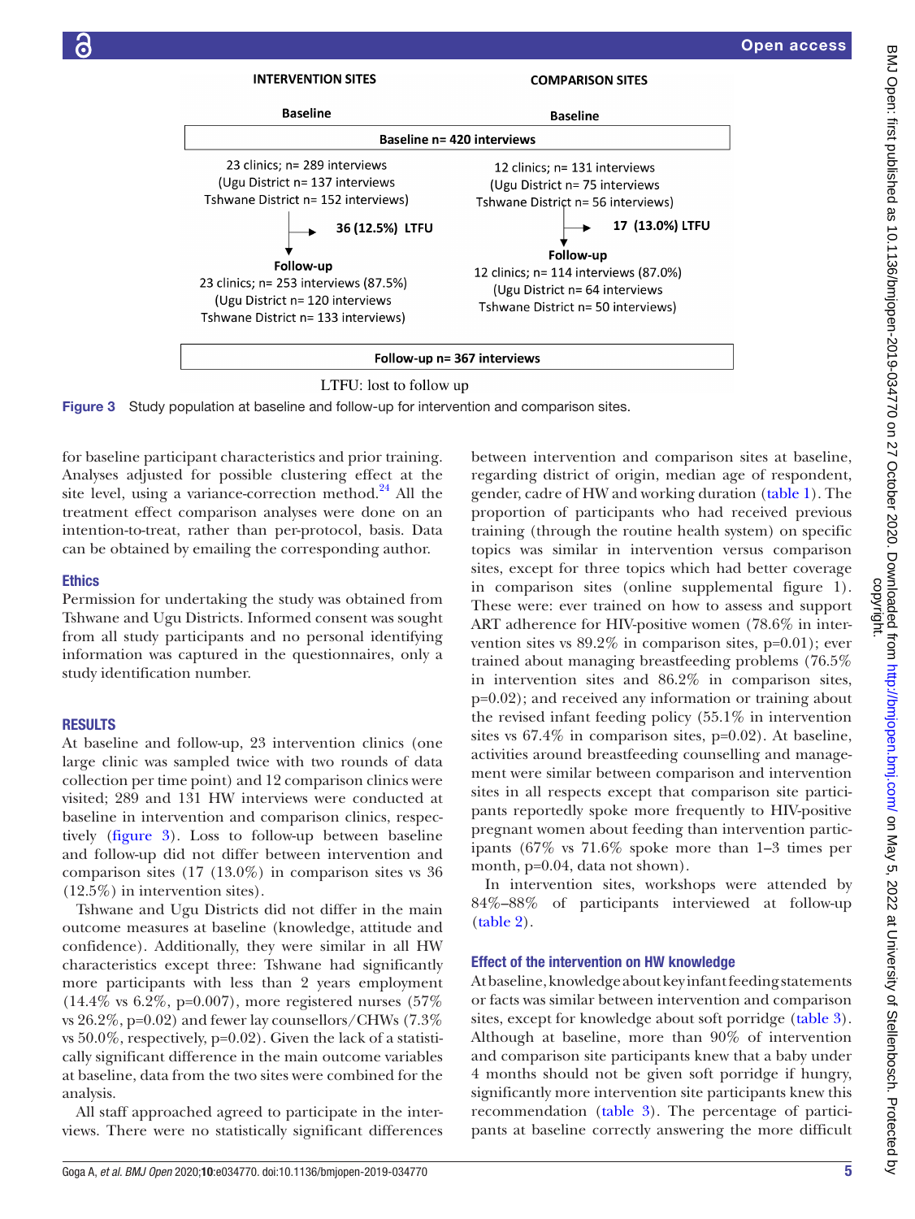INTERVENTION SITES

Baseline

COMPARISON SITES

Baseline

Baseline n= 420 interviews

23 clinics; n= 289 interviews
(Ugu District n= 137 interviews
Tshwane District n= 152 interviews)

36 (12.5%) LTFU

Follow-up
23 clinics; n= 253 interviews (87.5%)
(Ugu District n= 120 interviews
Tshwane District n= 133 interviews)

12 clinics; n= 131 interviews
(Ugu District n= 75 interviews
Tshwane District n= 56 interviews)

17 (13.0%) LTFU

Follow-up
12 clinics; n= 114 interviews (87.0%)
(Ugu District n= 64 interviews
Tshwane District n= 50 interviews)

Follow-up n= 367 interviews

LTFU: lost to follow up

Figure 3 Study population at baseline and follow-up for intervention and comparison sites.

for baseline participant characteristics and prior training. Analyses adjusted for possible clustering effect at the site level, using a variance-correction method.[24] All the treatment effect comparison analyses were done on an intention-to-treat, rather than per-protocol, basis. Data can be obtained by emailing the corresponding author.

## Ethics

Permission for undertaking the study was obtained from Tshwane and Ugu Districts. Informed consent was sought from all study participants and no personal identifying information was captured in the questionnaires, only a study identification number.

## RESULTS

At baseline and follow-up, 23 intervention clinics (one large clinic was sampled twice with two rounds of data collection per time point) and 12 comparison clinics were visited; 289 and 131 HW interviews were conducted at baseline in intervention and comparison clinics, respectively (figure 3). Loss to follow-up between baseline and follow-up did not differ between intervention and comparison sites (17 (13.0%) in comparison sites vs 36 (12.5%) in intervention sites).

Tshwane and Ugu Districts did not differ in the main outcome measures at baseline (knowledge, attitude and confidence). Additionally, they were similar in all HW characteristics except three: Tshwane had significantly more participants with less than 2 years employment (14.4% vs 6.2%, p=0.007), more registered nurses (57% vs 26.2%, p=0.02) and fewer lay counsellors/CHWs (7.3% vs 50.0%, respectively, p=0.02). Given the lack of a statistically significant difference in the main outcome variables at baseline, data from the two sites were combined for the analysis.

All staff approached agreed to participate in the interviews. There were no statistically significant differences between intervention and comparison sites at baseline, regarding district of origin, median age of respondent, gender, cadre of HW and working duration (table 1). The proportion of participants who had received previous training (through the routine health system) on specific topics was similar in intervention versus comparison sites, except for three topics which had better coverage in comparison sites (online supplemental figure 1). These were: ever trained on how to assess and support ART adherence for HIV-positive women (78.6% in intervention sites vs 89.2% in comparison sites, p=0.01); ever trained about managing breastfeeding problems (76.5% in intervention sites and 86.2% in comparison sites, p=0.02); and received any information or training about the revised infant feeding policy (55.1% in intervention sites vs 67.4% in comparison sites, p=0.02). At baseline, activities around breastfeeding counselling and management were similar between comparison and intervention sites in all respects except that comparison site participants reportedly spoke more frequently to HIV-positive pregnant women about feeding than intervention participants (67% vs 71.6% spoke more than 1–3 times per month, p=0.04, data not shown).

In intervention sites, workshops were attended by 84%–88% of participants interviewed at follow-up (table 2).

### Effect of the intervention on HW knowledge

At baseline, knowledge about key infant feeding statements or facts was similar between intervention and comparison sites, except for knowledge about soft porridge (table 3). Although at baseline, more than 90% of intervention and comparison site participants knew that a baby under 4 months should not be given soft porridge if hungry, significantly more intervention site participants knew this recommendation (table 3). The percentage of participants at baseline correctly answering the more difficult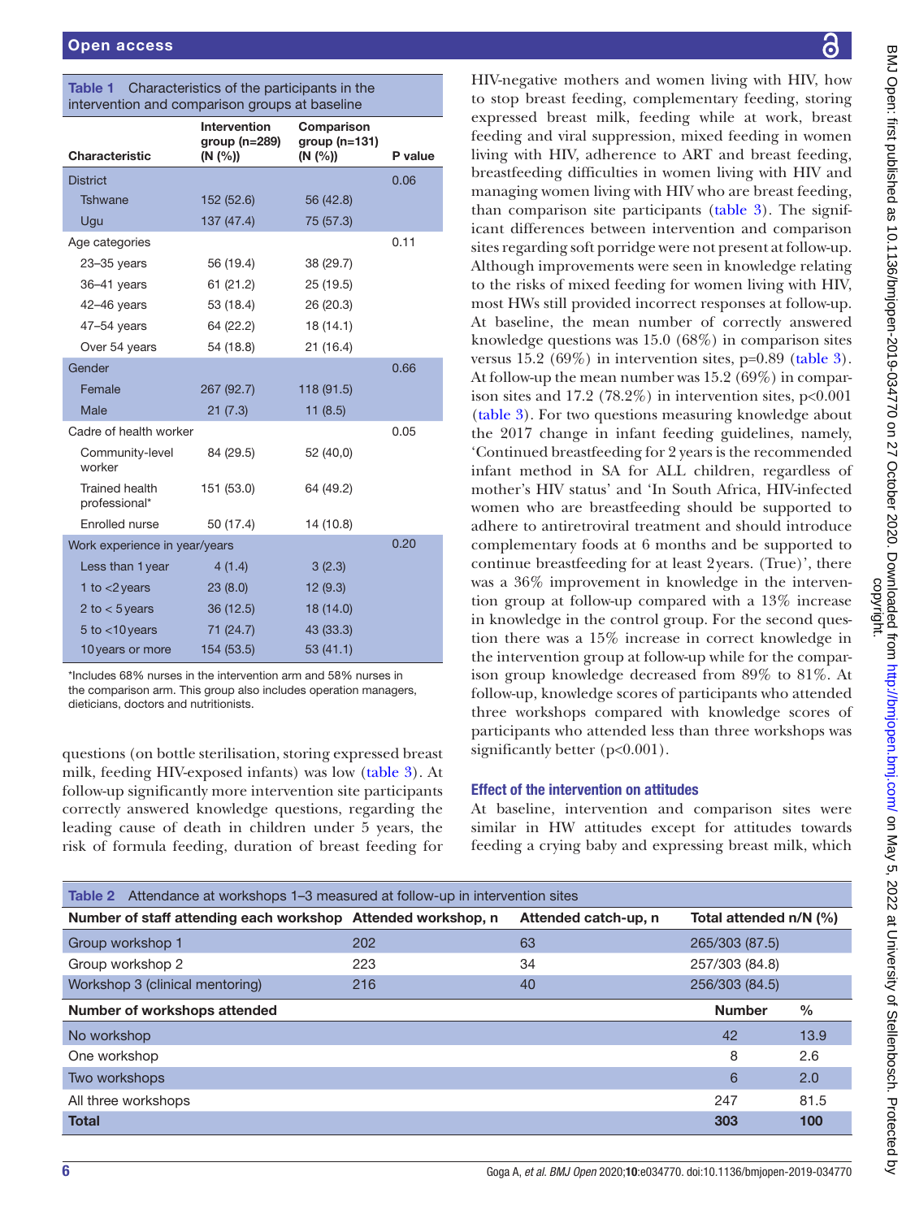**Table 1** Characteristics of the participants in the intervention and comparison groups at baseline

| Characteristic | Intervention group (n=289) (N (%)) | Comparison group (n=131) (N (%)) | P value |
|---|---|---|---|
| District | | | 0.06 |
| Tshwane | 152 (52.6) | 56 (42.8) | |
| Ugu | 137 (47.4) | 75 (57.3) | |
| Age categories | | | 0.11 |
| 23–35 years | 56 (19.4) | 38 (29.7) | |
| 36–41 years | 61 (21.2) | 25 (19.5) | |
| 42–46 years | 53 (18.4) | 26 (20.3) | |
| 47–54 years | 64 (22.2) | 18 (14.1) | |
| Over 54 years | 54 (18.8) | 21 (16.4) | |
| Gender | | | 0.66 |
| Female | 267 (92.7) | 118 (91.5) | |
| Male | 21 (7.3) | 11 (8.5) | |
| Cadre of health worker | | | 0.05 |
| Community-level worker | 84 (29.5) | 52 (40,0) | |
| Trained health professional* | 151 (53.0) | 64 (49.2) | |
| Enrolled nurse | 50 (17.4) | 14 (10.8) | |
| Work experience in year/years | | | 0.20 |
| Less than 1 year | 4 (1.4) | 3 (2.3) | |
| 1 to <2 years | 23 (8.0) | 12 (9.3) | |
| 2 to < 5 years | 36 (12.5) | 18 (14.0) | |
| 5 to <10 years | 71 (24.7) | 43 (33.3) | |
| 10 years or more | 154 (53.5) | 53 (41.1) | |

*Includes 68% nurses in the intervention arm and 58% nurses in the comparison arm. This group also includes operation managers, dieticians, doctors and nutritionists.

questions (on bottle sterilisation, storing expressed breast milk, feeding HIV-exposed infants) was low (table 3). At follow-up significantly more intervention site participants correctly answered knowledge questions, regarding the leading cause of death in children under 5 years, the risk of formula feeding, duration of breast feeding for HIV-negative mothers and women living with HIV, how to stop breast feeding, complementary feeding, storing expressed breast milk, feeding while at work, breast feeding and viral suppression, mixed feeding in women living with HIV, adherence to ART and breast feeding, breastfeeding difficulties in women living with HIV and managing women living with HIV who are breast feeding, than comparison site participants (table 3). The significant differences between intervention and comparison sites regarding soft porridge were not present at follow-up. Although improvements were seen in knowledge relating to the risks of mixed feeding for women living with HIV, most HWs still provided incorrect responses at follow-up. At baseline, the mean number of correctly answered knowledge questions was 15.0 (68%) in comparison sites versus 15.2 (69%) in intervention sites, p=0.89 (table 3). At follow-up the mean number was 15.2 (69%) in comparison sites and 17.2 (78.2%) in intervention sites, p<0.001 (table 3). For two questions measuring knowledge about the 2017 change in infant feeding guidelines, namely, 'Continued breastfeeding for 2 years is the recommended infant method in SA for ALL children, regardless of mother's HIV status' and 'In South Africa, HIV-infected women who are breastfeeding should be supported to adhere to antiretroviral treatment and should introduce complementary foods at 6 months and be supported to continue breastfeeding for at least 2 years. (True)', there was a 36% improvement in knowledge in the intervention group at follow-up compared with a 13% increase in knowledge in the control group. For the second question there was a 15% increase in correct knowledge in the intervention group at follow-up while for the comparison group knowledge decreased from 89% to 81%. At follow-up, knowledge scores of participants who attended three workshops compared with knowledge scores of participants who attended less than three workshops was significantly better (p<0.001).

## Effect of the intervention on attitudes

At baseline, intervention and comparison sites were similar in HW attitudes except for attitudes towards feeding a crying baby and expressing breast milk, which

**Table 2** Attendance at workshops 1–3 measured at follow-up in intervention sites

| Number of staff attending each workshop | Attended workshop, n | Attended catch-up, n | Total attended n/N (%) |
|---|---|---|---|
| Group workshop 1 | 202 | 63 | 265/303 (87.5) |
| Group workshop 2 | 223 | 34 | 257/303 (84.8) |
| Workshop 3 (clinical mentoring) | 216 | 40 | 256/303 (84.5) |

| Number of workshops attended | Number | % |
|---|---|---|
| No workshop | 42 | 13.9 |
| One workshop | 8 | 2.6 |
| Two workshops | 6 | 2.0 |
| All three workshops | 247 | 81.5 |
| **Total** | **303** | **100** |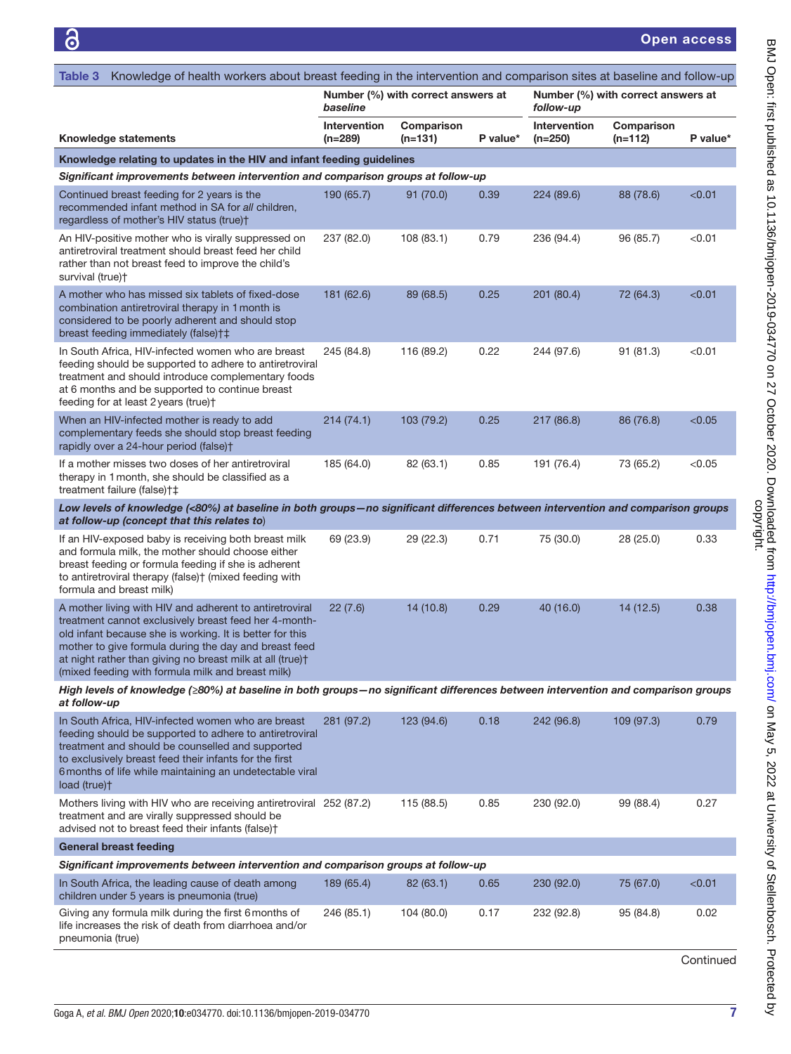**Table 3** Knowledge of health workers about breast feeding in the intervention and comparison sites at baseline and follow-up

| Knowledge statements | Number (%) with correct answers at *baseline* | | | Number (%) with correct answers at *follow-up* | | |
|---|---|---|---|---|---|---|
| | Intervention (n=289) | Comparison (n=131) | P value* | Intervention (n=250) | Comparison (n=112) | P value* |
| **Knowledge relating to updates in the HIV and infant feeding guidelines** | | | | | | |
| ***Significant improvements between intervention and comparison groups at follow-up*** | | | | | | |
| Continued breast feeding for 2 years is the recommended infant method in SA for *all* children, regardless of mother's HIV status (true)† | 190 (65.7) | 91 (70.0) | 0.39 | 224 (89.6) | 88 (78.6) | <0.01 |
| An HIV-positive mother who is virally suppressed on antiretroviral treatment should breast feed her child rather than not breast feed to improve the child's survival (true)† | 237 (82.0) | 108 (83.1) | 0.79 | 236 (94.4) | 96 (85.7) | <0.01 |
| A mother who has missed six tablets of fixed-dose combination antiretroviral therapy in 1 month is considered to be poorly adherent and should stop breast feeding immediately (false)†‡ | 181 (62.6) | 89 (68.5) | 0.25 | 201 (80.4) | 72 (64.3) | <0.01 |
| In South Africa, HIV-infected women who are breast feeding should be supported to adhere to antiretroviral treatment and should introduce complementary foods at 6 months and be supported to continue breast feeding for at least 2 years (true)† | 245 (84.8) | 116 (89.2) | 0.22 | 244 (97.6) | 91 (81.3) | <0.01 |
| When an HIV-infected mother is ready to add complementary feeds she should stop breast feeding rapidly over a 24-hour period (false)† | 214 (74.1) | 103 (79.2) | 0.25 | 217 (86.8) | 86 (76.8) | <0.05 |
| If a mother misses two doses of her antiretroviral therapy in 1 month, she should be classified as a treatment failure (false)†‡ | 185 (64.0) | 82 (63.1) | 0.85 | 191 (76.4) | 73 (65.2) | <0.05 |
| ***Low levels of knowledge (<80%) at baseline in both groups—no significant differences between intervention and comparison groups at follow-up (concept that this relates to)*** | | | | | | |
| If an HIV-exposed baby is receiving both breast milk and formula milk, the mother should choose either breast feeding or formula feeding if she is adherent to antiretroviral therapy (false)† (mixed feeding with formula and breast milk) | 69 (23.9) | 29 (22.3) | 0.71 | 75 (30.0) | 28 (25.0) | 0.33 |
| A mother living with HIV and adherent to antiretroviral treatment cannot exclusively breast feed her 4-month-old infant because she is working. It is better for this mother to give formula during the day and breast feed at night rather than giving no breast milk at all (true)† (mixed feeding with formula milk and breast milk) | 22 (7.6) | 14 (10.8) | 0.29 | 40 (16.0) | 14 (12.5) | 0.38 |
| ***High levels of knowledge (≥80%) at baseline in both groups—no significant differences between intervention and comparison groups at follow-up*** | | | | | | |
| In South Africa, HIV-infected women who are breast feeding should be supported to adhere to antiretroviral treatment and should be counselled and supported to exclusively breast feed their infants for the first 6 months of life while maintaining an undetectable viral load (true)† | 281 (97.2) | 123 (94.6) | 0.18 | 242 (96.8) | 109 (97.3) | 0.79 |
| Mothers living with HIV who are receiving antiretroviral treatment and are virally suppressed should be advised not to breast feed their infants (false)† | 252 (87.2) | 115 (88.5) | 0.85 | 230 (92.0) | 99 (88.4) | 0.27 |
| **General breast feeding** | | | | | | |
| ***Significant improvements between intervention and comparison groups at follow-up*** | | | | | | |
| In South Africa, the leading cause of death among children under 5 years is pneumonia (true) | 189 (65.4) | 82 (63.1) | 0.65 | 230 (92.0) | 75 (67.0) | <0.01 |
| Giving any formula milk during the first 6 months of life increases the risk of death from diarrhoea and/or pneumonia (true) | 246 (85.1) | 104 (80.0) | 0.17 | 232 (92.8) | 95 (84.8) | 0.02 |

Continued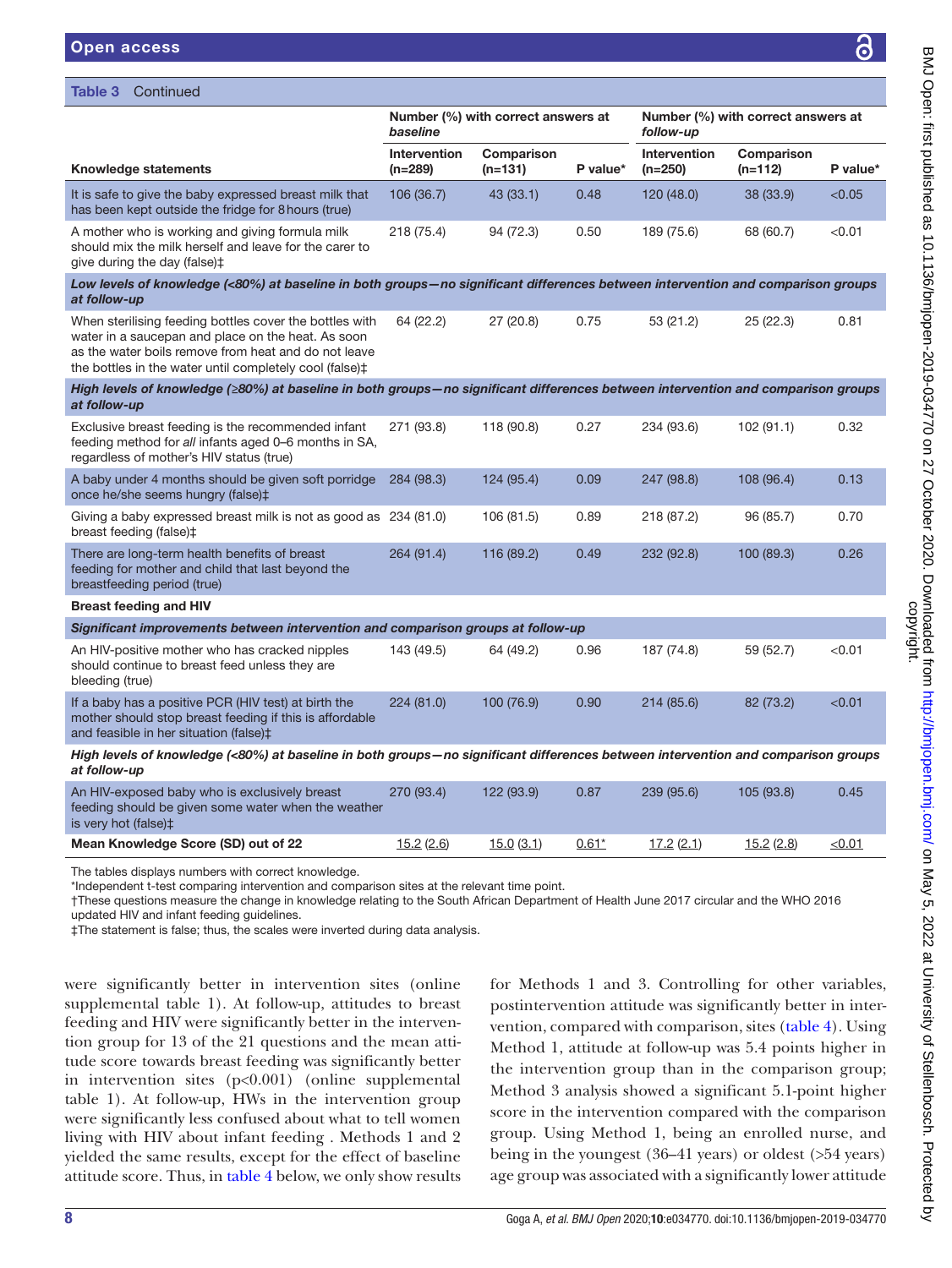**Table 3** Continued

| Knowledge statements | Number (%) with correct answers at baseline | | | Number (%) with correct answers at follow-up | | |
|---|---|---|---|---|---|---|
| | Intervention (n=289) | Comparison (n=131) | P value* | Intervention (n=250) | Comparison (n=112) | P value* |
| It is safe to give the baby expressed breast milk that has been kept outside the fridge for 8 hours (true) | 106 (36.7) | 43 (33.1) | 0.48 | 120 (48.0) | 38 (33.9) | <0.05 |
| A mother who is working and giving formula milk should mix the milk herself and leave for the carer to give during the day (false)‡ | 218 (75.4) | 94 (72.3) | 0.50 | 189 (75.6) | 68 (60.7) | <0.01 |
| ***Low levels of knowledge (<80%) at baseline in both groups—no significant differences between intervention and comparison groups at follow-up*** | | | | | | |
| When sterilising feeding bottles cover the bottles with water in a saucepan and place on the heat. As soon as the water boils remove from heat and do not leave the bottles in the water until completely cool (false)‡ | 64 (22.2) | 27 (20.8) | 0.75 | 53 (21.2) | 25 (22.3) | 0.81 |
| ***High levels of knowledge (≥80%) at baseline in both groups—no significant differences between intervention and comparison groups at follow-up*** | | | | | | |
| Exclusive breast feeding is the recommended infant feeding method for *all* infants aged 0–6 months in SA, regardless of mother's HIV status (true) | 271 (93.8) | 118 (90.8) | 0.27 | 234 (93.6) | 102 (91.1) | 0.32 |
| A baby under 4 months should be given soft porridge once he/she seems hungry (false)‡ | 284 (98.3) | 124 (95.4) | 0.09 | 247 (98.8) | 108 (96.4) | 0.13 |
| Giving a baby expressed breast milk is not as good as breast feeding (false)‡ | 234 (81.0) | 106 (81.5) | 0.89 | 218 (87.2) | 96 (85.7) | 0.70 |
| There are long-term health benefits of breast feeding for mother and child that last beyond the breastfeeding period (true) | 264 (91.4) | 116 (89.2) | 0.49 | 232 (92.8) | 100 (89.3) | 0.26 |
| **Breast feeding and HIV** | | | | | | |
| ***Significant improvements between intervention and comparison groups at follow-up*** | | | | | | |
| An HIV-positive mother who has cracked nipples should continue to breast feed unless they are bleeding (true) | 143 (49.5) | 64 (49.2) | 0.96 | 187 (74.8) | 59 (52.7) | <0.01 |
| If a baby has a positive PCR (HIV test) at birth the mother should stop breast feeding if this is affordable and feasible in her situation (false)‡ | 224 (81.0) | 100 (76.9) | 0.90 | 214 (85.6) | 82 (73.2) | <0.01 |
| ***High levels of knowledge (<80%) at baseline in both groups—no significant differences between intervention and comparison groups at follow-up*** | | | | | | |
| An HIV-exposed baby who is exclusively breast feeding should be given some water when the weather is very hot (false)‡ | 270 (93.4) | 122 (93.9) | 0.87 | 239 (95.6) | 105 (93.8) | 0.45 |
| **Mean Knowledge Score (SD) out of 22** | 15.2 (2.6) | 15.0 (3.1) | 0.61* | 17.2 (2.1) | 15.2 (2.8) | ≤0.01 |

The tables displays numbers with correct knowledge.
*Independent t-test comparing intervention and comparison sites at the relevant time point.
†These questions measure the change in knowledge relating to the South African Department of Health June 2017 circular and the WHO 2016 updated HIV and infant feeding guidelines.
‡The statement is false; thus, the scales were inverted during data analysis.

were significantly better in intervention sites (online supplemental table 1). At follow-up, attitudes to breast feeding and HIV were significantly better in the intervention group for 13 of the 21 questions and the mean attitude score towards breast feeding was significantly better in intervention sites (p<0.001) (online supplemental table 1). At follow-up, HWs in the intervention group were significantly less confused about what to tell women living with HIV about infant feeding . Methods 1 and 2 yielded the same results, except for the effect of baseline attitude score. Thus, in table 4 below, we only show results for Methods 1 and 3. Controlling for other variables, postintervention attitude was significantly better in intervention, compared with comparison, sites (table 4). Using Method 1, attitude at follow-up was 5.4 points higher in the intervention group than in the comparison group; Method 3 analysis showed a significant 5.1-point higher score in the intervention compared with the comparison group. Using Method 1, being an enrolled nurse, and being in the youngest (36–41 years) or oldest (>54 years) age group was associated with a significantly lower attitude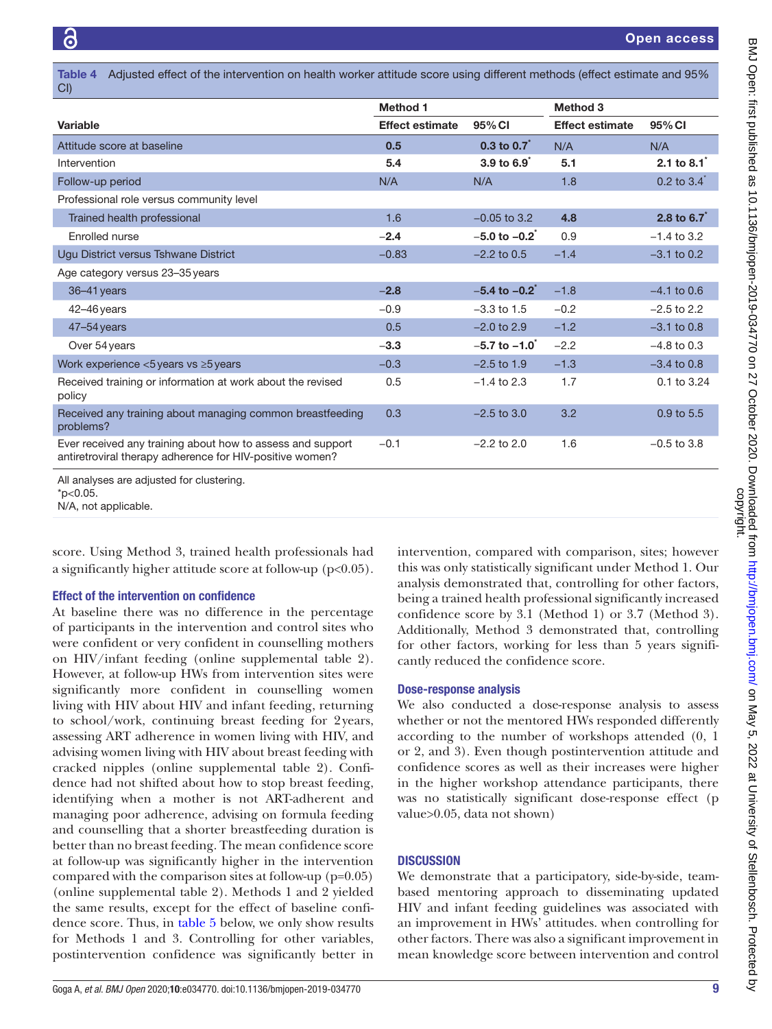Table 4 Adjusted effect of the intervention on health worker attitude score using different methods (effect estimate and 95% CI)

| Variable | Method 1 | | Method 3 | |
|---|---|---|---|---|
| | Effect estimate | 95% CI | Effect estimate | 95% CI |
| Attitude score at baseline | **0.5** | **0.3 to 0.7*** | N/A | N/A |
| Intervention | **5.4** | **3.9 to 6.9*** | **5.1** | **2.1 to 8.1*** |
| Follow-up period | N/A | N/A | 1.8 | 0.2 to 3.4* |
| Professional role versus community level | | | | |
| Trained health professional | 1.6 | −0.05 to 3.2 | **4.8** | **2.8 to 6.7*** |
| Enrolled nurse | **−2.4** | **−5.0 to −0.2*** | 0.9 | −1.4 to 3.2 |
| Ugu District versus Tshwane District | −0.83 | −2.2 to 0.5 | −1.4 | −3.1 to 0.2 |
| Age category versus 23–35 years | | | | |
| 36–41 years | **−2.8** | **−5.4 to −0.2*** | −1.8 | −4.1 to 0.6 |
| 42–46 years | −0.9 | −3.3 to 1.5 | −0.2 | −2.5 to 2.2 |
| 47–54 years | 0.5 | −2.0 to 2.9 | −1.2 | −3.1 to 0.8 |
| Over 54 years | **−3.3** | **−5.7 to −1.0*** | −2.2 | −4.8 to 0.3 |
| Work experience <5 years vs ≥5 years | −0.3 | −2.5 to 1.9 | −1.3 | −3.4 to 0.8 |
| Received training or information at work about the revised policy | 0.5 | −1.4 to 2.3 | 1.7 | 0.1 to 3.24 |
| Received any training about managing common breastfeeding problems? | 0.3 | −2.5 to 3.0 | 3.2 | 0.9 to 5.5 |
| Ever received any training about how to assess and support antiretroviral therapy adherence for HIV-positive women? | −0.1 | −2.2 to 2.0 | 1.6 | −0.5 to 3.8 |

All analyses are adjusted for clustering.
*p<0.05.
N/A, not applicable.

score. Using Method 3, trained health professionals had a significantly higher attitude score at follow-up (p<0.05).

### Effect of the intervention on confidence

At baseline there was no difference in the percentage of participants in the intervention and control sites who were confident or very confident in counselling mothers on HIV/infant feeding (online supplemental table 2). However, at follow-up HWs from intervention sites were significantly more confident in counselling women living with HIV about HIV and infant feeding, returning to school/work, continuing breast feeding for 2 years, assessing ART adherence in women living with HIV, and advising women living with HIV about breast feeding with cracked nipples (online supplemental table 2). Confidence had not shifted about how to stop breast feeding, identifying when a mother is not ART-adherent and managing poor adherence, advising on formula feeding and counselling that a shorter breastfeeding duration is better than no breast feeding. The mean confidence score at follow-up was significantly higher in the intervention compared with the comparison sites at follow-up (p=0.05) (online supplemental table 2). Methods 1 and 2 yielded the same results, except for the effect of baseline confidence score. Thus, in table 5 below, we only show results for Methods 1 and 3. Controlling for other variables, postintervention confidence was significantly better in intervention, compared with comparison, sites; however this was only statistically significant under Method 1. Our analysis demonstrated that, controlling for other factors, being a trained health professional significantly increased confidence score by 3.1 (Method 1) or 3.7 (Method 3). Additionally, Method 3 demonstrated that, controlling for other factors, working for less than 5 years significantly reduced the confidence score.

### Dose-response analysis

We also conducted a dose-response analysis to assess whether or not the mentored HWs responded differently according to the number of workshops attended (0, 1 or 2, and 3). Even though postintervention attitude and confidence scores as well as their increases were higher in the higher workshop attendance participants, there was no statistically significant dose-response effect (p value>0.05, data not shown)

## DISCUSSION

We demonstrate that a participatory, side-by-side, team-based mentoring approach to disseminating updated HIV and infant feeding guidelines was associated with an improvement in HWs' attitudes. when controlling for other factors. There was also a significant improvement in mean knowledge score between intervention and control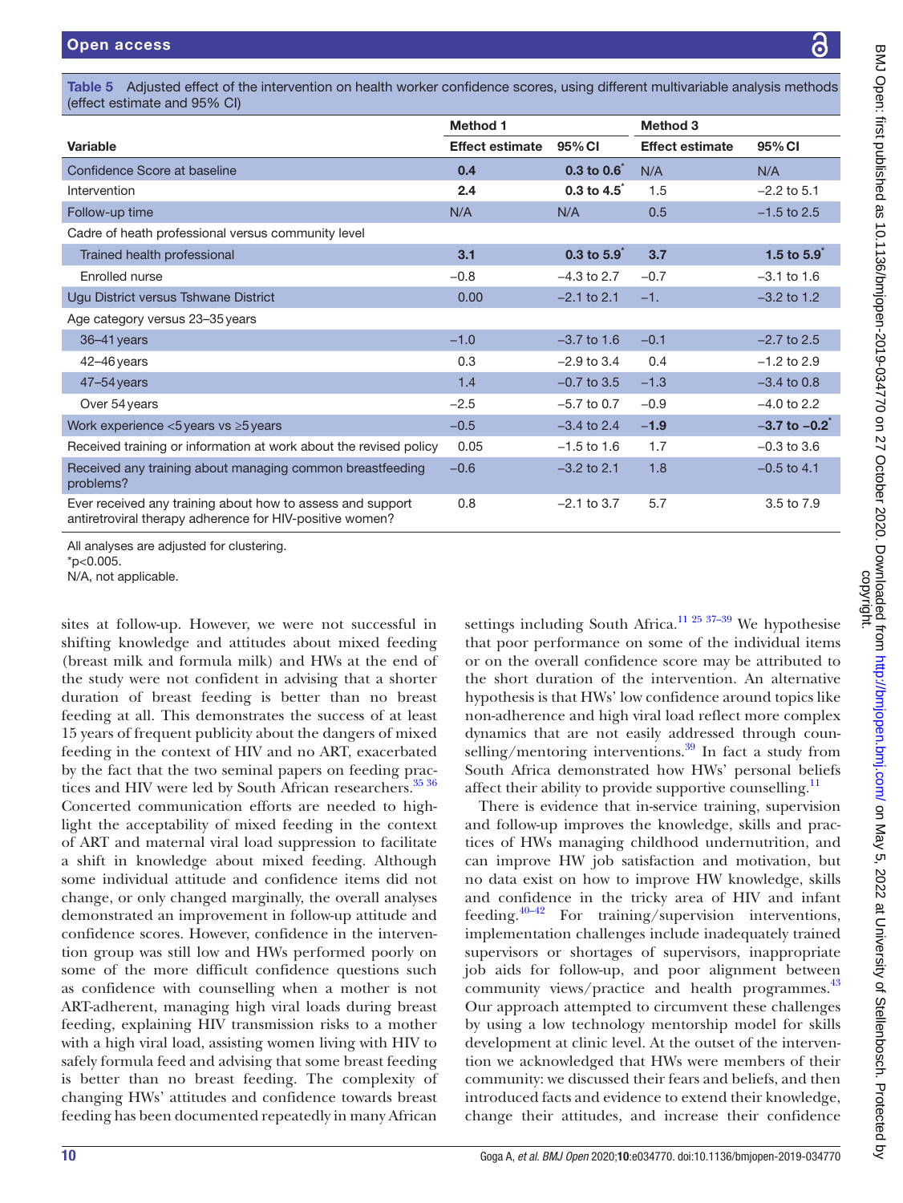**Table 5** Adjusted effect of the intervention on health worker confidence scores, using different multivariable analysis methods (effect estimate and 95% CI)

| Variable | Method 1 | | Method 3 | |
|---|---|---|---|---|
| | Effect estimate | 95% CI | Effect estimate | 95% CI |
| Confidence Score at baseline | **0.4** | **0.3 to 0.6*** | N/A | N/A |
| Intervention | **2.4** | **0.3 to 4.5*** | 1.5 | −2.2 to 5.1 |
| Follow-up time | N/A | N/A | 0.5 | −1.5 to 2.5 |
| Cadre of heath professional versus community level | | | | |
| Trained health professional | **3.1** | **0.3 to 5.9*** | **3.7** | **1.5 to 5.9*** |
| Enrolled nurse | −0.8 | −4.3 to 2.7 | −0.7 | −3.1 to 1.6 |
| Ugu District versus Tshwane District | 0.00 | −2.1 to 2.1 | −1. | −3.2 to 1.2 |
| Age category versus 23–35 years | | | | |
| 36–41 years | −1.0 | −3.7 to 1.6 | −0.1 | −2.7 to 2.5 |
| 42–46 years | 0.3 | −2.9 to 3.4 | 0.4 | −1.2 to 2.9 |
| 47–54 years | 1.4 | −0.7 to 3.5 | −1.3 | −3.4 to 0.8 |
| Over 54 years | −2.5 | −5.7 to 0.7 | −0.9 | −4.0 to 2.2 |
| Work experience <5 years vs ≥5 years | −0.5 | −3.4 to 2.4 | **−1.9** | **−3.7 to −0.2*** |
| Received training or information at work about the revised policy | 0.05 | −1.5 to 1.6 | 1.7 | −0.3 to 3.6 |
| Received any training about managing common breastfeeding problems? | −0.6 | −3.2 to 2.1 | 1.8 | −0.5 to 4.1 |
| Ever received any training about how to assess and support antiretroviral therapy adherence for HIV-positive women? | 0.8 | −2.1 to 3.7 | 5.7 | 3.5 to 7.9 |

All analyses are adjusted for clustering.
*p<0.005.
N/A, not applicable.

sites at follow-up. However, we were not successful in shifting knowledge and attitudes about mixed feeding (breast milk and formula milk) and HWs at the end of the study were not confident in advising that a shorter duration of breast feeding is better than no breast feeding at all. This demonstrates the success of at least 15 years of frequent publicity about the dangers of mixed feeding in the context of HIV and no ART, exacerbated by the fact that the two seminal papers on feeding practices and HIV were led by South African researchers.[35 36] Concerted communication efforts are needed to highlight the acceptability of mixed feeding in the context of ART and maternal viral load suppression to facilitate a shift in knowledge about mixed feeding. Although some individual attitude and confidence items did not change, or only changed marginally, the overall analyses demonstrated an improvement in follow-up attitude and confidence scores. However, confidence in the intervention group was still low and HWs performed poorly on some of the more difficult confidence questions such as confidence with counselling when a mother is not ART-adherent, managing high viral loads during breast feeding, explaining HIV transmission risks to a mother with a high viral load, assisting women living with HIV to safely formula feed and advising that some breast feeding is better than no breast feeding. The complexity of changing HWs' attitudes and confidence towards breast feeding has been documented repeatedly in many African settings including South Africa.[11 25 37–39] We hypothesise that poor performance on some of the individual items or on the overall confidence score may be attributed to the short duration of the intervention. An alternative hypothesis is that HWs' low confidence around topics like non-adherence and high viral load reflect more complex dynamics that are not easily addressed through counselling/mentoring interventions.[39] In fact a study from South Africa demonstrated how HWs' personal beliefs affect their ability to provide supportive counselling.[11]

There is evidence that in-service training, supervision and follow-up improves the knowledge, skills and practices of HWs managing childhood undernutrition, and can improve HW job satisfaction and motivation, but no data exist on how to improve HW knowledge, skills and confidence in the tricky area of HIV and infant feeding.[40–42] For training/supervision interventions, implementation challenges include inadequately trained supervisors or shortages of supervisors, inappropriate job aids for follow-up, and poor alignment between community views/practice and health programmes.[43] Our approach attempted to circumvent these challenges by using a low technology mentorship model for skills development at clinic level. At the outset of the intervention we acknowledged that HWs were members of their community: we discussed their fears and beliefs, and then introduced facts and evidence to extend their knowledge, change their attitudes, and increase their confidence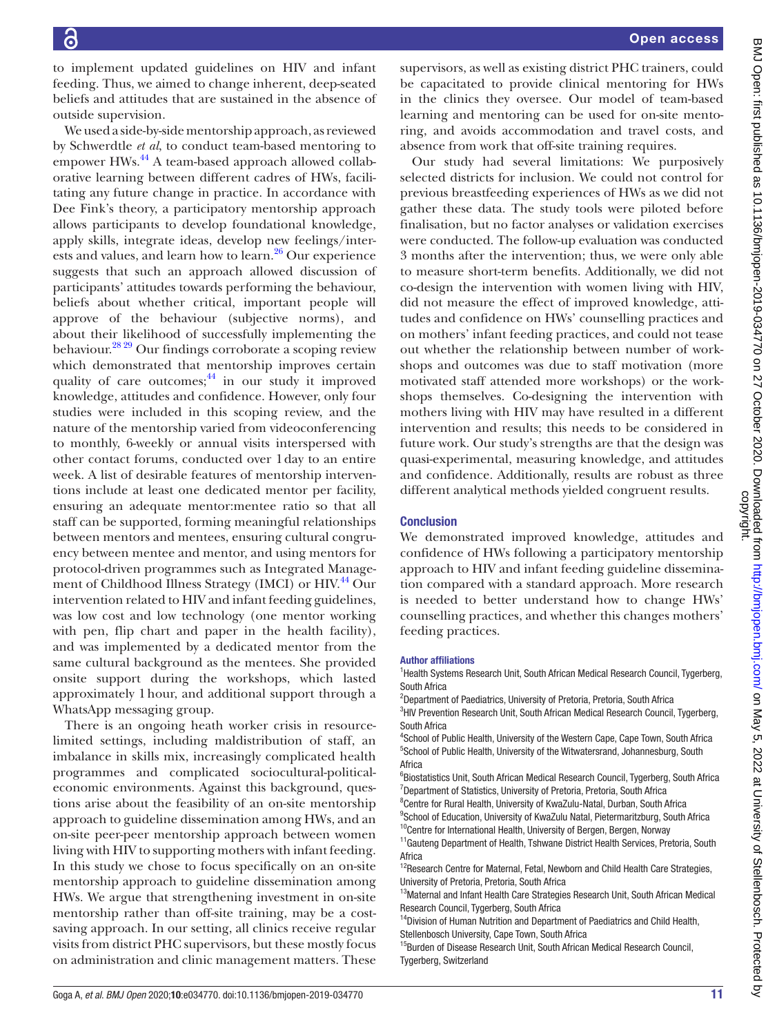to implement updated guidelines on HIV and infant feeding. Thus, we aimed to change inherent, deep-seated beliefs and attitudes that are sustained in the absence of outside supervision.

We used a side-by-side mentorship approach, as reviewed by Schwerdtle *et al*, to conduct team-based mentoring to empower HWs.[44] A team-based approach allowed collaborative learning between different cadres of HWs, facilitating any future change in practice. In accordance with Dee Fink's theory, a participatory mentorship approach allows participants to develop foundational knowledge, apply skills, integrate ideas, develop new feelings/interests and values, and learn how to learn.[26] Our experience suggests that such an approach allowed discussion of participants' attitudes towards performing the behaviour, beliefs about whether critical, important people will approve of the behaviour (subjective norms), and about their likelihood of successfully implementing the behaviour.[28 29] Our findings corroborate a scoping review which demonstrated that mentorship improves certain quality of care outcomes;[44] in our study it improved knowledge, attitudes and confidence. However, only four studies were included in this scoping review, and the nature of the mentorship varied from videoconferencing to monthly, 6-weekly or annual visits interspersed with other contact forums, conducted over 1 day to an entire week. A list of desirable features of mentorship interventions include at least one dedicated mentor per facility, ensuring an adequate mentor:mentee ratio so that all staff can be supported, forming meaningful relationships between mentors and mentees, ensuring cultural congruency between mentee and mentor, and using mentors for protocol-driven programmes such as Integrated Management of Childhood Illness Strategy (IMCI) or HIV.[44] Our intervention related to HIV and infant feeding guidelines, was low cost and low technology (one mentor working with pen, flip chart and paper in the health facility), and was implemented by a dedicated mentor from the same cultural background as the mentees. She provided onsite support during the workshops, which lasted approximately 1 hour, and additional support through a WhatsApp messaging group.

There is an ongoing heath worker crisis in resource-limited settings, including maldistribution of staff, an imbalance in skills mix, increasingly complicated health programmes and complicated sociocultural-political-economic environments. Against this background, questions arise about the feasibility of an on-site mentorship approach to guideline dissemination among HWs, and an on-site peer-peer mentorship approach between women living with HIV to supporting mothers with infant feeding. In this study we chose to focus specifically on an on-site mentorship approach to guideline dissemination among HWs. We argue that strengthening investment in on-site mentorship rather than off-site training, may be a cost-saving approach. In our setting, all clinics receive regular visits from district PHC supervisors, but these mostly focus on administration and clinic management matters. These supervisors, as well as existing district PHC trainers, could be capacitated to provide clinical mentoring for HWs in the clinics they oversee. Our model of team-based learning and mentoring can be used for on-site mentoring, and avoids accommodation and travel costs, and absence from work that off-site training requires.

Our study had several limitations: We purposively selected districts for inclusion. We could not control for previous breastfeeding experiences of HWs as we did not gather these data. The study tools were piloted before finalisation, but no factor analyses or validation exercises were conducted. The follow-up evaluation was conducted 3 months after the intervention; thus, we were only able to measure short-term benefits. Additionally, we did not co-design the intervention with women living with HIV, did not measure the effect of improved knowledge, attitudes and confidence on HWs' counselling practices and on mothers' infant feeding practices, and could not tease out whether the relationship between number of workshops and outcomes was due to staff motivation (more motivated staff attended more workshops) or the workshops themselves. Co-designing the intervention with mothers living with HIV may have resulted in a different intervention and results; this needs to be considered in future work. Our study's strengths are that the design was quasi-experimental, measuring knowledge, and attitudes and confidence. Additionally, results are robust as three different analytical methods yielded congruent results.

## Conclusion

We demonstrated improved knowledge, attitudes and confidence of HWs following a participatory mentorship approach to HIV and infant feeding guideline dissemination compared with a standard approach. More research is needed to better understand how to change HWs' counselling practices, and whether this changes mothers' feeding practices.

#### Author affiliations

[1]Health Systems Research Unit, South African Medical Research Council, Tygerberg, South Africa
[2]Department of Paediatrics, University of Pretoria, Pretoria, South Africa
[3]HIV Prevention Research Unit, South African Medical Research Council, Tygerberg, South Africa
[4]School of Public Health, University of the Western Cape, Cape Town, South Africa
[5]School of Public Health, University of the Witwatersrand, Johannesburg, South Africa
[6]Biostatistics Unit, South African Medical Research Council, Tygerberg, South Africa
[7]Department of Statistics, University of Pretoria, Pretoria, South Africa
[8]Centre for Rural Health, University of KwaZulu-Natal, Durban, South Africa
[9]School of Education, University of KwaZulu Natal, Pietermaritzburg, South Africa
[10]Centre for International Health, University of Bergen, Bergen, Norway
[11]Gauteng Department of Health, Tshwane District Health Services, Pretoria, South Africa
[12]Research Centre for Maternal, Fetal, Newborn and Child Health Care Strategies, University of Pretoria, Pretoria, South Africa
[13]Maternal and Infant Health Care Strategies Research Unit, South African Medical Research Council, Tygerberg, South Africa
[14]Division of Human Nutrition and Department of Paediatrics and Child Health, Stellenbosch University, Cape Town, South Africa
[15]Burden of Disease Research Unit, South African Medical Research Council, Tygerberg, Switzerland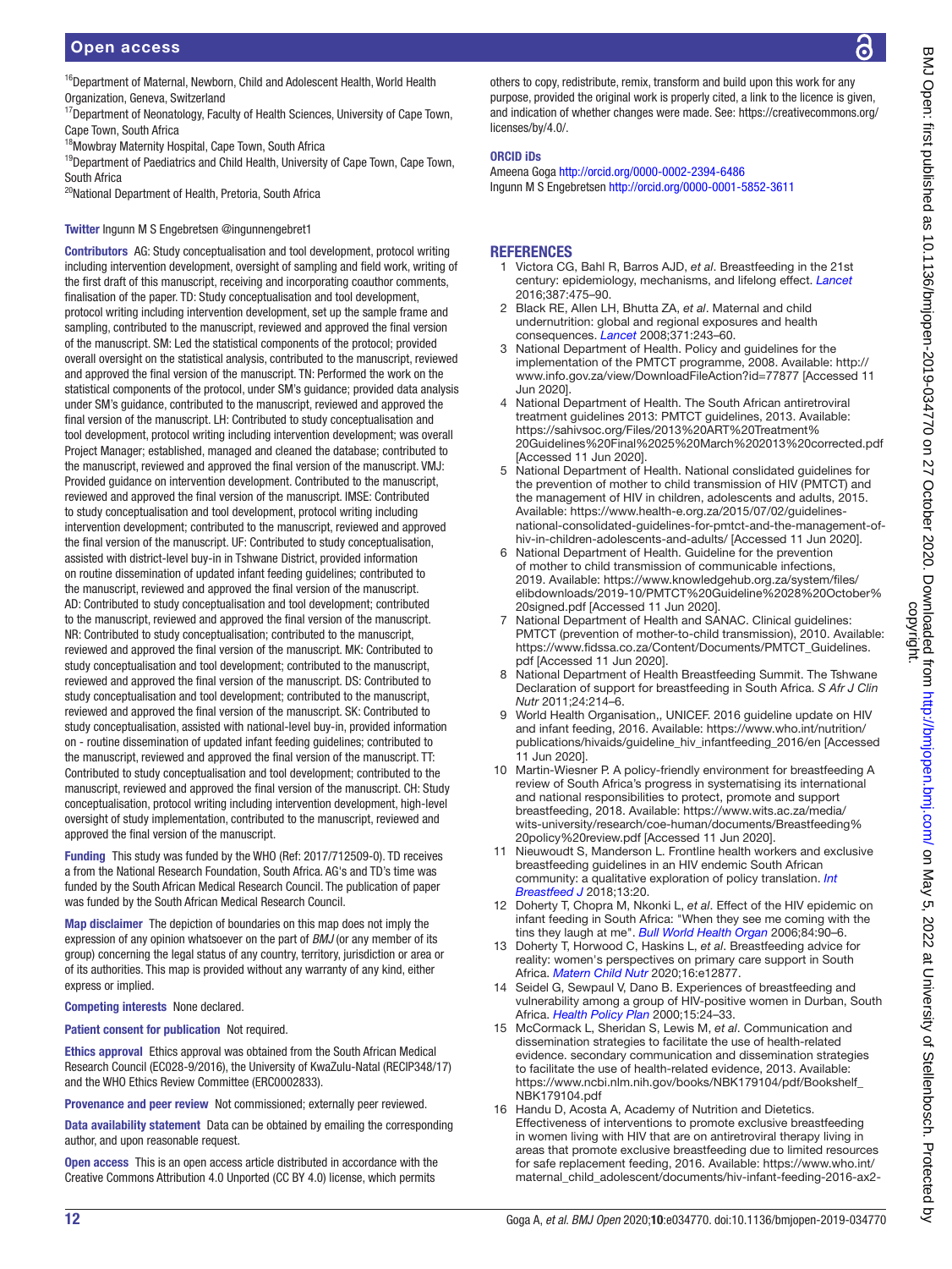[16]Department of Maternal, Newborn, Child and Adolescent Health, World Health Organization, Geneva, Switzerland
[17]Department of Neonatology, Faculty of Health Sciences, University of Cape Town, Cape Town, South Africa
[18]Mowbray Maternity Hospital, Cape Town, South Africa
[19]Department of Paediatrics and Child Health, University of Cape Town, Cape Town, South Africa
[20]National Department of Health, Pretoria, South Africa

**Twitter** Ingunn M S Engebretsen @ingunnengebret1

**Contributors** AG: Study conceptualisation and tool development, protocol writing including intervention development, oversight of sampling and field work, writing of the first draft of this manuscript, receiving and incorporating coauthor comments, finalisation of the paper. TD: Study conceptualisation and tool development, protocol writing including intervention development, set up the sample frame and sampling, contributed to the manuscript, reviewed and approved the final version of the manuscript. SM: Led the statistical components of the protocol; provided overall oversight on the statistical analysis, contributed to the manuscript, reviewed and approved the final version of the manuscript. TN: Performed the work on the statistical components of the protocol, under SM's guidance; provided data analysis under SM's guidance, contributed to the manuscript, reviewed and approved the final version of the manuscript. LH: Contributed to study conceptualisation and tool development, protocol writing including intervention development; was overall Project Manager; established, managed and cleaned the database; contributed to the manuscript, reviewed and approved the final version of the manuscript. VMJ: Provided guidance on intervention development. Contributed to the manuscript, reviewed and approved the final version of the manuscript. IMSE: Contributed to study conceptualisation and tool development, protocol writing including intervention development; contributed to the manuscript, reviewed and approved the final version of the manuscript. UF: Contributed to study conceptualisation, assisted with district-level buy-in in Tshwane District, provided information on routine dissemination of updated infant feeding guidelines; contributed to the manuscript, reviewed and approved the final version of the manuscript. AD: Contributed to study conceptualisation and tool development; contributed to the manuscript, reviewed and approved the final version of the manuscript. NR: Contributed to study conceptualisation; contributed to the manuscript, reviewed and approved the final version of the manuscript. MK: Contributed to study conceptualisation and tool development; contributed to the manuscript, reviewed and approved the final version of the manuscript. DS: Contributed to study conceptualisation and tool development; contributed to the manuscript, reviewed and approved the final version of the manuscript. SK: Contributed to study conceptualisation, assisted with national-level buy-in, provided information on - routine dissemination of updated infant feeding guidelines; contributed to the manuscript, reviewed and approved the final version of the manuscript. TT: Contributed to study conceptualisation and tool development; contributed to the manuscript, reviewed and approved the final version of the manuscript. CH: Study conceptualisation, protocol writing including intervention development, high-level oversight of study implementation, contributed to the manuscript, reviewed and approved the final version of the manuscript.

**Funding** This study was funded by the WHO (Ref: 2017/712509-0). TD receives a from the National Research Foundation, South Africa. AG's and TD's time was funded by the South African Medical Research Council. The publication of paper was funded by the South African Medical Research Council.

**Map disclaimer** The depiction of boundaries on this map does not imply the expression of any opinion whatsoever on the part of *BMJ* (or any member of its group) concerning the legal status of any country, territory, jurisdiction or area or of its authorities. This map is provided without any warranty of any kind, either express or implied.

**Competing interests** None declared.

**Patient consent for publication** Not required.

**Ethics approval** Ethics approval was obtained from the South African Medical Research Council (EC028-9/2016), the University of KwaZulu-Natal (RECIP348/17) and the WHO Ethics Review Committee (ERC0002833).

**Provenance and peer review** Not commissioned; externally peer reviewed.

**Data availability statement** Data can be obtained by emailing the corresponding author, and upon reasonable request.

**Open access** This is an open access article distributed in accordance with the Creative Commons Attribution 4.0 Unported (CC BY 4.0) license, which permits others to copy, redistribute, remix, transform and build upon this work for any purpose, provided the original work is properly cited, a link to the licence is given, and indication of whether changes were made. See: https://creativecommons.org/licenses/by/4.0/.

**ORCID iDs**
Ameena Goga http://orcid.org/0000-0002-2394-6486
Ingunn M S Engebretsen http://orcid.org/0000-0001-5852-3611

## REFERENCES

1. Victora CG, Bahl R, Barros AJD, *et al*. Breastfeeding in the 21st century: epidemiology, mechanisms, and lifelong effect. *Lancet* 2016;387:475–90.
2. Black RE, Allen LH, Bhutta ZA, *et al*. Maternal and child undernutrition: global and regional exposures and health consequences. *Lancet* 2008;371:243–60.
3. National Department of Health. Policy and guidelines for the implementation of the PMTCT programme, 2008. Available: http://www.info.gov.za/view/DownloadFileAction?id=77877 [Accessed 11 Jun 2020].
4. National Department of Health. The South African antiretroviral treatment guidelines 2013: PMTCT guidelines, 2013. Available: https://sahivsoc.org/Files/2013%20ART%20Treatment%20Guidelines%20Final%2025%20March%202013%20corrected.pdf [Accessed 11 Jun 2020].
5. National Department of Health. National conslidated guidelines for the prevention of mother to child transmission of HIV (PMTCT) and the management of HIV in children, adolescents and adults, 2015. Available: https://www.health-e.org.za/2015/07/02/guidelines-national-consolidated-guidelines-for-pmtct-and-the-management-of-hiv-in-children-adolescents-and-adults/ [Accessed 11 Jun 2020].
6. National Department of Health. Guideline for the prevention of mother to child transmission of communicable infections, 2019. Available: https://www.knowledgehub.org.za/system/files/elibdownloads/2019-10/PMTCT%20Guideline%2028%20October%20signed.pdf [Accessed 11 Jun 2020].
7. National Department of Health and SANAC. Clinical guidelines: PMTCT (prevention of mother-to-child transmission), 2010. Available: https://www.fidssa.co.za/Content/Documents/PMTCT_Guidelines.pdf [Accessed 11 Jun 2020].
8. National Department of Health Breastfeeding Summit. The Tshwane Declaration of support for breastfeeding in South Africa. *S Afr J Clin Nutr* 2011;24:214–6.
9. World Health Organisation,, UNICEF. 2016 guideline update on HIV and infant feeding, 2016. Available: https://www.who.int/nutrition/publications/hivaids/guideline_hiv_infantfeeding_2016/en [Accessed 11 Jun 2020].
10. Martin-Wiesner P. A policy-friendly environment for breastfeeding A review of South Africa's progress in systematising its international and national responsibilities to protect, promote and support breastfeeding, 2018. Available: https://www.wits.ac.za/media/wits-university/research/coe-human/documents/Breastfeeding%20policy%20review.pdf [Accessed 11 Jun 2020].
11. Nieuwoudt S, Manderson L. Frontline health workers and exclusive breastfeeding guidelines in an HIV endemic South African community: a qualitative exploration of policy translation. *Int Breastfeed J* 2018;13:20.
12. Doherty T, Chopra M, Nkonki L, *et al*. Effect of the HIV epidemic on infant feeding in South Africa: "When they see me coming with the tins they laugh at me". *Bull World Health Organ* 2006;84:90–6.
13. Doherty T, Horwood C, Haskins L, *et al*. Breastfeeding advice for reality: women's perspectives on primary care support in South Africa. *Matern Child Nutr* 2020;16:e12877.
14. Seidel G, Sewpaul V, Dano B. Experiences of breastfeeding and vulnerability among a group of HIV-positive women in Durban, South Africa. *Health Policy Plan* 2000;15:24–33.
15. McCormack L, Sheridan S, Lewis M, *et al*. Communication and dissemination strategies to facilitate the use of health-related evidence. secondary communication and dissemination strategies to facilitate the use of health-related evidence, 2013. Available: https://www.ncbi.nlm.nih.gov/books/NBK179104/pdf/Bookshelf_NBK179104.pdf
16. Handu D, Acosta A, Academy of Nutrition and Dietetics. Effectiveness of interventions to promote exclusive breastfeeding in women living with HIV that are on antiretroviral therapy living in areas that promote exclusive breastfeeding due to limited resources for safe replacement feeding, 2016. Available: https://www.who.int/maternal_child_adolescent/documents/hiv-infant-feeding-2016-ax2-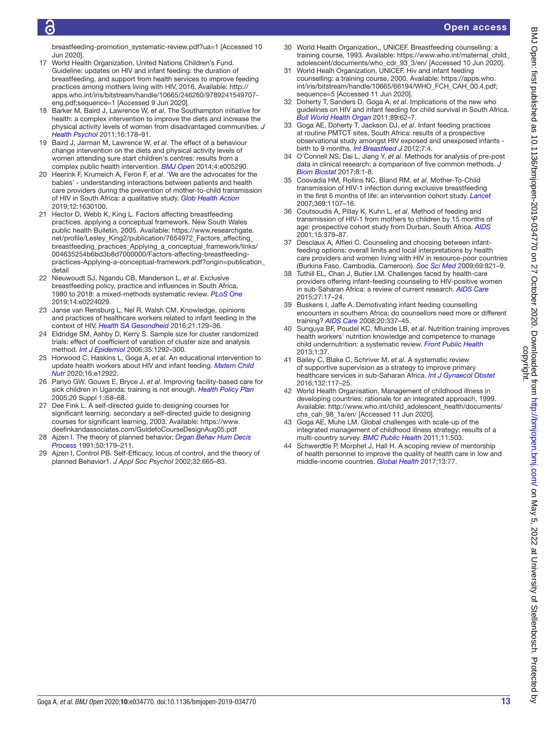breastfeeding-promotion_systematic-review.pdf?ua=1 [Accessed 10 Jun 2020].

17 World Health Organization, United Nations Children's Fund. Guideline: updates on HIV and infant feeding: the duration of breastfeeding, and support from health services to improve feeding practices among mothers living with HIV, 2016. Available: http://apps.who.int/iris/bitstream/handle/10665/246260/9789241549707-eng.pdf;sequence=1 [Accessed 9 Jun 2020].

18 Barker M, Baird J, Lawrence W, *et al*. The Southampton initiative for health: a complex intervention to improve the diets and increase the physical activity levels of women from disadvantaged communities. *J Health Psychol* 2011;16:178–91.

19 Baird J, Jarman M, Lawrence W, *et al*. The effect of a behaviour change intervention on the diets and physical activity levels of women attending sure start children's centres: results from a complex public health intervention. *BMJ Open* 2014;4:e005290.

20 Heerink F, Krumeich A, Feron F, *et al*. 'We are the advocates for the babies' - understanding interactions between patients and health care providers during the prevention of mother-to-child transmission of HIV in South Africa: a qualitative study. *Glob Health Action* 2019;12:1630100.

21 Hector D, Webb K, King L. Factors affecting breastfeeding practices. applying a conceptual framework. New South Wales public health Bulletin, 2005. Available: https://www.researchgate.net/profile/Lesley_King2/publication/7654972_Factors_affecting_breastfeeding_practices_Applying_a_conceptual_framework/links/004635254b6bd3b8d7000000/Factors-affecting-breastfeeding-practices-Applying-a-conceptual-framework.pdf?origin=publication_detail

22 Nieuwoudt SJ, Ngandu CB, Manderson L, *et al*. Exclusive breastfeeding policy, practice and influences in South Africa, 1980 to 2018: a mixed-methods systematic review. *PLoS One* 2019;14:e0224029.

23 Janse van Rensburg L, Nel R, Walsh CM. Knowledge, opinions and practices of healthcare workers related to infant feeding in the context of HIV. *Health SA Gesondheid* 2016;21:129–36.

24 Eldridge SM, Ashby D, Kerry S. Sample size for cluster randomized trials: effect of coefficient of variation of cluster size and analysis method. *Int J Epidemiol* 2006;35:1292–300.

25 Horwood C, Haskins L, Goga A, *et al*. An educational intervention to update health workers about HIV and infant feeding. *Matern Child Nutr* 2020;16:e12922.

26 Pariyo GW, Gouws E, Bryce J, *et al*. Improving facility-based care for sick children in Uganda: training is not enough. *Health Policy Plan* 2005;20 Suppl 1:i58–68.

27 Dee Fink L. A self-directed guide to designing courses for significant learning. secondary a self-directed guide to designing courses for significant learning, 2003. Available: https://www.deefinkandassociates.com/GuidetoCourseDesignAug05.pdf

28 Ajzen I. The theory of planned behavior. *Organ Behav Hum Decis Process* 1991;50:179–211.

29 Ajzen I, Control PB. Self-Efficacy, locus of control, and the theory of planned Behavior1. *J Appl Soc Psychol* 2002;32:665–83.

30 World Health Organization,, UNICEF. Breastfeeding counselling: a training course, 1993. Available: https://www.who.int/maternal_child_adolescent/documents/who_cdr_93_3/en/ [Accessed 10 Jun 2020].

31 World Healh Organization, UNICEF. Hiv and infant feeding counselling: a training course, 2000. Available: https://apps.who.int/iris/bitstream/handle/10665/66194/WHO_FCH_CAH_00.4.pdf;sequence=5 [Accessed 11 Jun 2020].

32 Doherty T, Sanders D, Goga A, *et al*. Implications of the new who guidelines on HIV and infant feeding for child survival in South Africa. *Bull World Health Organ* 2011;89:62–7.

33 Goga AE, Doherty T, Jackson DJ, *et al*. Infant feeding practices at routine PMTCT sites, South Africa: results of a prospective observational study amongst HIV exposed and unexposed infants - birth to 9 months. *Int Breastfeed J* 2012;7:4.

34 O'Connell NS, Dai L, Jiang Y, *et al*. Methods for analysis of pre-post data in clinical research: a comparison of five common methods. *J Biom Biostat* 2017;8:1-8.

35 Coovadia HM, Rollins NC, Bland RM, *et al*. Mother-To-Child transmission of HIV-1 infection during exclusive breastfeeding in the first 6 months of life: an intervention cohort study. *Lancet* 2007;369:1107–16.

36 Coutsoudis A, Pillay K, Kuhn L, *et al*. Method of feeding and transmission of HIV-1 from mothers to children by 15 months of age: prospective cohort study from Durban, South Africa. *AIDS* 2001;15:379–87.

37 Desclaux A, Alfieri C. Counseling and choosing between infant-feeding options: overall limits and local interpretations by health care providers and women living with HIV in resource-poor countries (Burkina Faso, Cambodia, Cameroon). *Soc Sci Med* 2009;69:821–9.

38 Tuthill EL, Chan J, Butler LM. Challenges faced by health-care providers offering infant-feeding counseling to HIV-positive women in sub-Saharan Africa: a review of current research. *AIDS Care* 2015;27:17–24.

39 Buskens I, Jaffe A. Demotivating infant feeding counselling encounters in southern Africa: do counsellors need more or different training? *AIDS Care* 2008;20:337–45.

40 Sunguya BF, Poudel KC, Mlunde LB, *et al*. Nutrition training improves health workers' nutrition knowledge and competence to manage child undernutrition: a systematic review. *Front Public Health* 2013;1:37.

41 Bailey C, Blake C, Schriver M, *et al*. A systematic review of supportive supervision as a strategy to improve primary healthcare services in sub-Saharan Africa. *Int J Gynaecol Obstet* 2016;132:117–25.

42 World Health Organisation. Management of childhood illness in developing countries: rationale for an integrated approach, 1999. Available: http://www.who.int/child_adolescent_health/documents/chs_cah_98_1a/en/ [Accessed 11 Jun 2020].

43 Goga AE, Muhe LM. Global challenges with scale-up of the integrated management of childhood illness strategy: results of a multi-country survey. *BMC Public Health* 2011;11:503.

44 Schwerdtle P, Morphet J, Hall H. A scoping review of mentorship of health personnel to improve the quality of health care in low and middle-income countries. *Global Health* 2017;13:77.